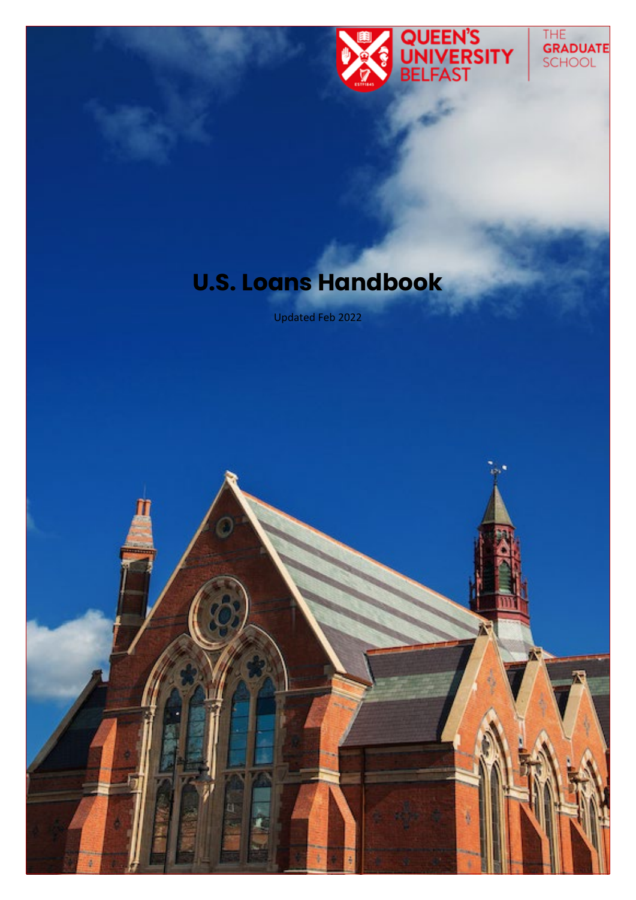QUEEN'S UNIVERSITY BELFAST

THE GRADUATE SCHOOL

# U.S. Loans Handbook

Updated Feb 2022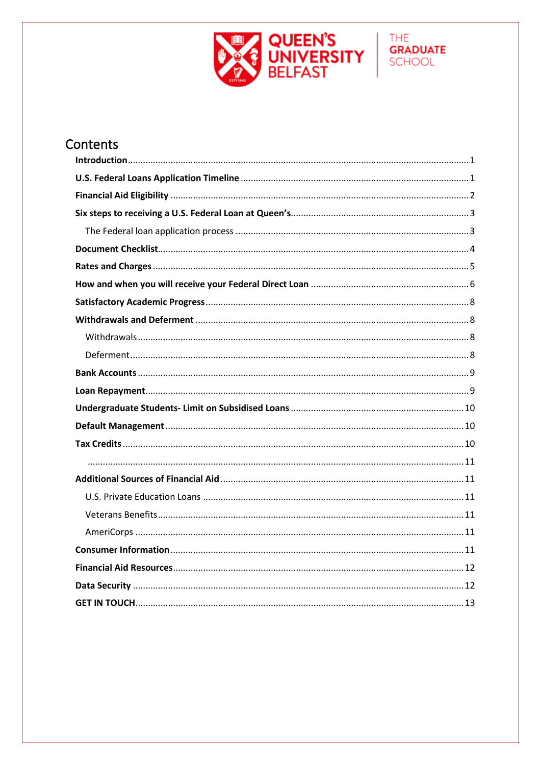# Contents

**Introduction**...1

**U.S. Federal Loans Application Timeline**...1

**Financial Aid Eligibility**...2

**Six steps to receiving a U.S. Federal Loan at Queen's**...3

- The Federal loan application process...3

**Document Checklist**...4

**Rates and Charges**...5

**How and when you will receive your Federal Direct Loan**...6

**Satisfactory Academic Progress**...8

**Withdrawals and Deferment**...8

- Withdrawals...8
- Deferment...8

**Bank Accounts**...9

**Loan Repayment**...9

**Undergraduate Students- Limit on Subsidised Loans**...10

**Default Management**...10

**Tax Credits**...10

...11

**Additional Sources of Financial Aid**...11

- U.S. Private Education Loans...11
- Veterans Benefits...11
- AmeriCorps...11

**Consumer Information**...11

**Financial Aid Resources**...12

**Data Security**...12

**GET IN TOUCH**...13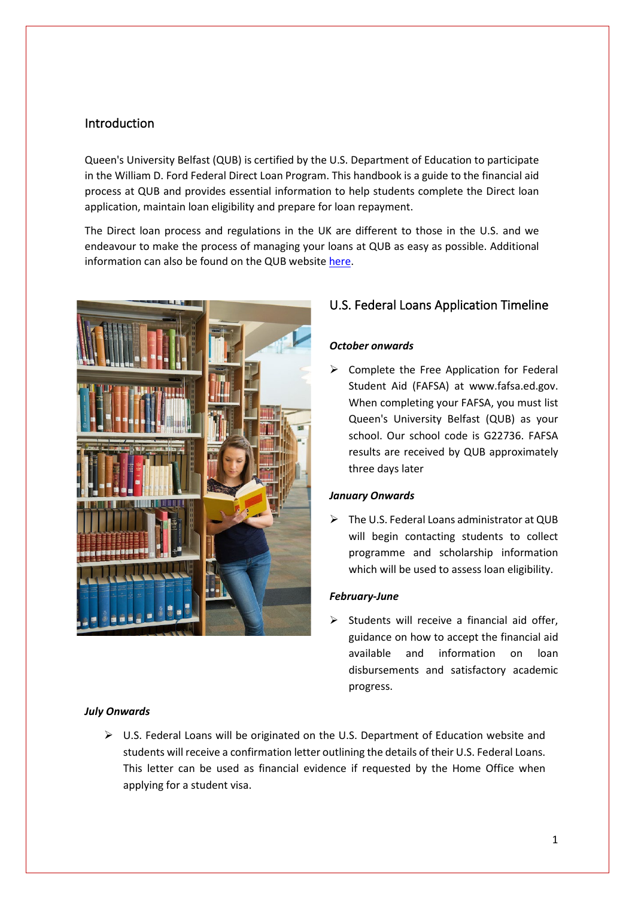## Introduction

Queen's University Belfast (QUB) is certified by the U.S. Department of Education to participate in the William D. Ford Federal Direct Loan Program. This handbook is a guide to the financial aid process at QUB and provides essential information to help students complete the Direct loan application, maintain loan eligibility and prepare for loan repayment.

The Direct loan process and regulations in the UK are different to those in the U.S. and we endeavour to make the process of managing your loans at QUB as easy as possible. Additional information can also be found on the QUB website here.

## U.S. Federal Loans Application Timeline

***October onwards***

- Complete the Free Application for Federal Student Aid (FAFSA) at www.fafsa.ed.gov. When completing your FAFSA, you must list Queen's University Belfast (QUB) as your school. Our school code is G22736. FAFSA results are received by QUB approximately three days later

***January Onwards***

- The U.S. Federal Loans administrator at QUB will begin contacting students to collect programme and scholarship information which will be used to assess loan eligibility.

***February-June***

- Students will receive a financial aid offer, guidance on how to accept the financial aid available and information on loan disbursements and satisfactory academic progress.

***July Onwards***

- U.S. Federal Loans will be originated on the U.S. Department of Education website and students will receive a confirmation letter outlining the details of their U.S. Federal Loans. This letter can be used as financial evidence if requested by the Home Office when applying for a student visa.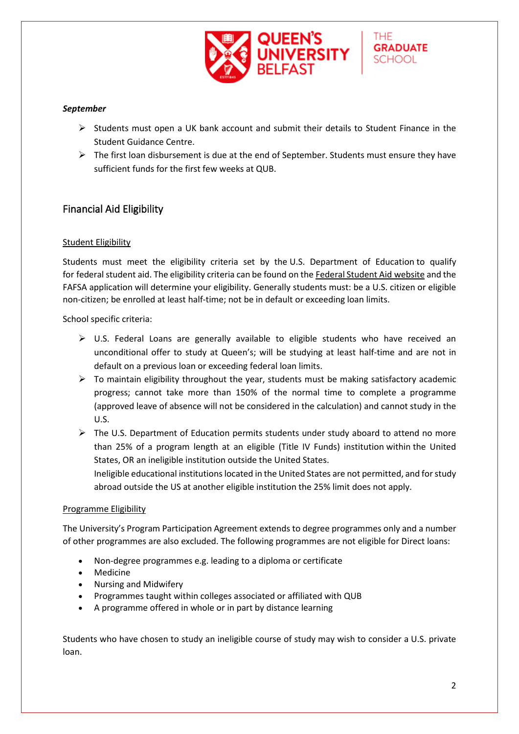***September***

- Students must open a UK bank account and submit their details to Student Finance in the Student Guidance Centre.
- The first loan disbursement is due at the end of September. Students must ensure they have sufficient funds for the first few weeks at QUB.

## Financial Aid Eligibility

### Student Eligibility

Students must meet the eligibility criteria set by the U.S. Department of Education to qualify for federal student aid. The eligibility criteria can be found on the Federal Student Aid website and the FAFSA application will determine your eligibility. Generally students must: be a U.S. citizen or eligible non-citizen; be enrolled at least half-time; not be in default or exceeding loan limits.

School specific criteria:

- U.S. Federal Loans are generally available to eligible students who have received an unconditional offer to study at Queen's; will be studying at least half-time and are not in default on a previous loan or exceeding federal loan limits.
- To maintain eligibility throughout the year, students must be making satisfactory academic progress; cannot take more than 150% of the normal time to complete a programme (approved leave of absence will not be considered in the calculation) and cannot study in the U.S.
- The U.S. Department of Education permits students under study aboard to attend no more than 25% of a program length at an eligible (Title IV Funds) institution within the United States, OR an ineligible institution outside the United States.
  Ineligible educational institutions located in the United States are not permitted, and for study abroad outside the US at another eligible institution the 25% limit does not apply.

### Programme Eligibility

The University's Program Participation Agreement extends to degree programmes only and a number of other programmes are also excluded. The following programmes are not eligible for Direct loans:

- Non-degree programmes e.g. leading to a diploma or certificate
- Medicine
- Nursing and Midwifery
- Programmes taught within colleges associated or affiliated with QUB
- A programme offered in whole or in part by distance learning

Students who have chosen to study an ineligible course of study may wish to consider a U.S. private loan.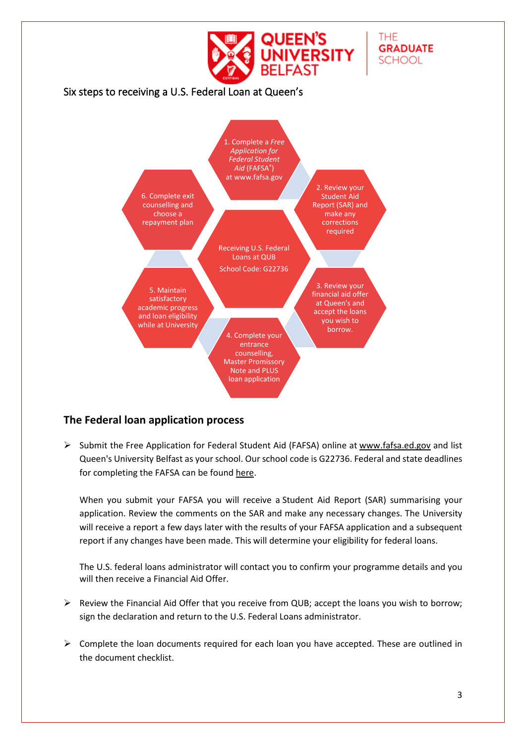Six steps to receiving a U.S. Federal Loan at Queen's

Receiving U.S. Federal Loans at QUB

School Code: G22736

1. Complete a *Free Application for Federal Student Aid* (FAFSA®) at www.fafsa.gov
2. Review your Student Aid Report (SAR) and make any corrections required
3. Review your financial aid offer at Queen's and accept the loans you wish to borrow.
4. Complete your entrance counselling, Master Promissory Note and PLUS loan application
5. Maintain satisfactory academic progress and loan eligibility while at University
6. Complete exit counselling and choose a repayment plan

## The Federal loan application process

- Submit the Free Application for Federal Student Aid (FAFSA) online at www.fafsa.ed.gov and list Queen's University Belfast as your school. Our school code is G22736. Federal and state deadlines for completing the FAFSA can be found here.

  When you submit your FAFSA you will receive a Student Aid Report (SAR) summarising your application. Review the comments on the SAR and make any necessary changes. The University will receive a report a few days later with the results of your FAFSA application and a subsequent report if any changes have been made. This will determine your eligibility for federal loans.

  The U.S. federal loans administrator will contact you to confirm your programme details and you will then receive a Financial Aid Offer.

- Review the Financial Aid Offer that you receive from QUB; accept the loans you wish to borrow; sign the declaration and return to the U.S. Federal Loans administrator.

- Complete the loan documents required for each loan you have accepted. These are outlined in the document checklist.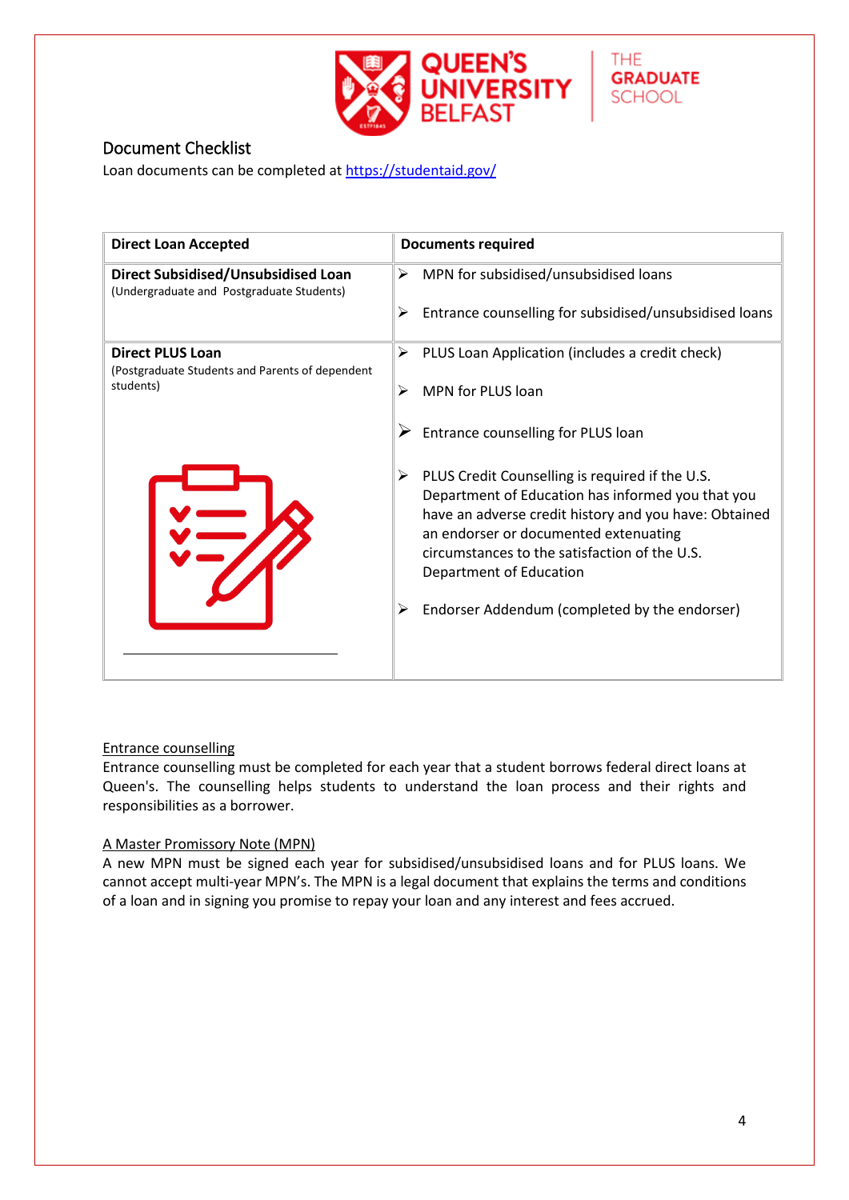## Document Checklist

Loan documents can be completed at [https://studentaid.gov/](https://studentaid.gov/)

| Direct Loan Accepted | Documents required |
|---|---|
| **Direct Subsidised/Unsubsidised Loan** (Undergraduate and Postgraduate Students) | ➢ MPN for subsidised/unsubsidised loans<br>➢ Entrance counselling for subsidised/unsubsidised loans |
| **Direct PLUS Loan** (Postgraduate Students and Parents of dependent students) | ➢ PLUS Loan Application (includes a credit check)<br>➢ MPN for PLUS loan<br>➢ Entrance counselling for PLUS loan<br>➢ PLUS Credit Counselling is required if the U.S. Department of Education has informed you that you have an adverse credit history and you have: Obtained an endorser or documented extenuating circumstances to the satisfaction of the U.S. Department of Education<br>➢ Endorser Addendum (completed by the endorser) |

Entrance counselling

Entrance counselling must be completed for each year that a student borrows federal direct loans at Queen's. The counselling helps students to understand the loan process and their rights and responsibilities as a borrower.

A Master Promissory Note (MPN)

A new MPN must be signed each year for subsidised/unsubsidised loans and for PLUS loans. We cannot accept multi-year MPN's. The MPN is a legal document that explains the terms and conditions of a loan and in signing you promise to repay your loan and any interest and fees accrued.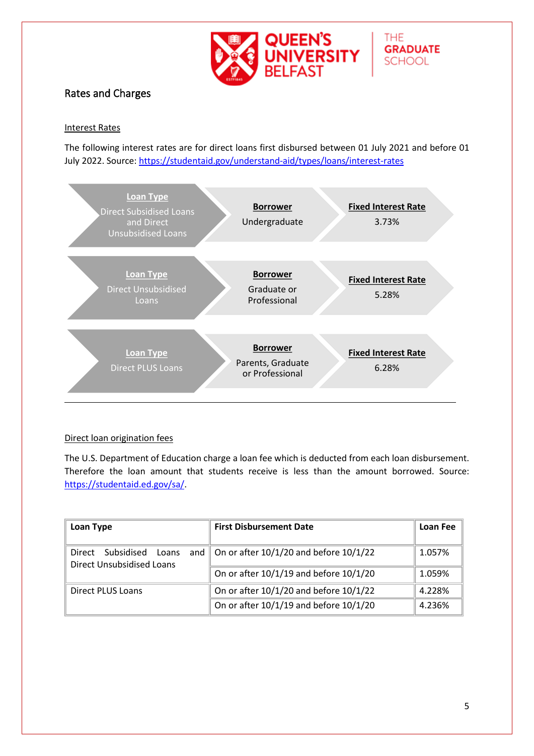## Rates and Charges

### Interest Rates

The following interest rates are for direct loans first disbursed between 01 July 2021 and before 01 July 2022. Source: https://studentaid.gov/understand-aid/types/loans/interest-rates

| Loan Type | Borrower | Fixed Interest Rate |
|---|---|---|
| Direct Subsidised Loans and Direct Unsubsidised Loans | Undergraduate | 3.73% |
| Direct Unsubsidised Loans | Graduate or Professional | 5.28% |
| Direct PLUS Loans | Parents, Graduate or Professional | 6.28% |

### Direct loan origination fees

The U.S. Department of Education charge a loan fee which is deducted from each loan disbursement. Therefore the loan amount that students receive is less than the amount borrowed. Source: https://studentaid.ed.gov/sa/.

| Loan Type | First Disbursement Date | Loan Fee |
|---|---|---|
| Direct Subsidised Loans and Direct Unsubsidised Loans | On or after 10/1/20 and before 10/1/22 | 1.057% |
| | On or after 10/1/19 and before 10/1/20 | 1.059% |
| Direct PLUS Loans | On or after 10/1/20 and before 10/1/22 | 4.228% |
| | On or after 10/1/19 and before 10/1/20 | 4.236% |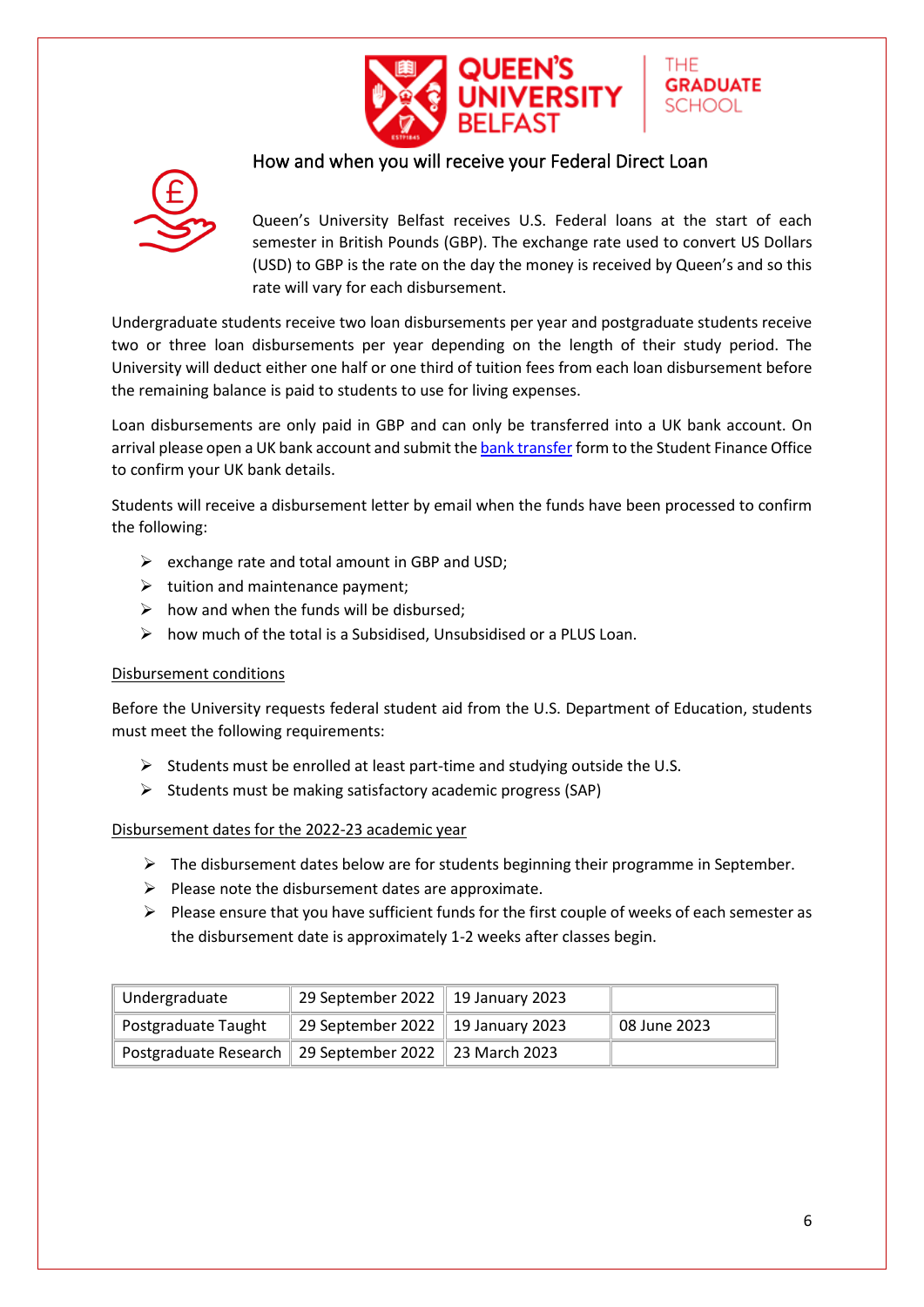## How and when you will receive your Federal Direct Loan

Queen's University Belfast receives U.S. Federal loans at the start of each semester in British Pounds (GBP). The exchange rate used to convert US Dollars (USD) to GBP is the rate on the day the money is received by Queen's and so this rate will vary for each disbursement.

Undergraduate students receive two loan disbursements per year and postgraduate students receive two or three loan disbursements per year depending on the length of their study period. The University will deduct either one half or one third of tuition fees from each loan disbursement before the remaining balance is paid to students to use for living expenses.

Loan disbursements are only paid in GBP and can only be transferred into a UK bank account. On arrival please open a UK bank account and submit the bank transfer form to the Student Finance Office to confirm your UK bank details.

Students will receive a disbursement letter by email when the funds have been processed to confirm the following:

- exchange rate and total amount in GBP and USD;
- tuition and maintenance payment;
- how and when the funds will be disbursed;
- how much of the total is a Subsidised, Unsubsidised or a PLUS Loan.

### Disbursement conditions

Before the University requests federal student aid from the U.S. Department of Education, students must meet the following requirements:

- Students must be enrolled at least part-time and studying outside the U.S.
- Students must be making satisfactory academic progress (SAP)

### Disbursement dates for the 2022-23 academic year

- The disbursement dates below are for students beginning their programme in September.
- Please note the disbursement dates are approximate.
- Please ensure that you have sufficient funds for the first couple of weeks of each semester as the disbursement date is approximately 1-2 weeks after classes begin.

| | | | |
|---|---|---|---|
| Undergraduate | 29 September 2022 | 19 January 2023 | |
| Postgraduate Taught | 29 September 2022 | 19 January 2023 | 08 June 2023 |
| Postgraduate Research | 29 September 2022 | 23 March 2023 | |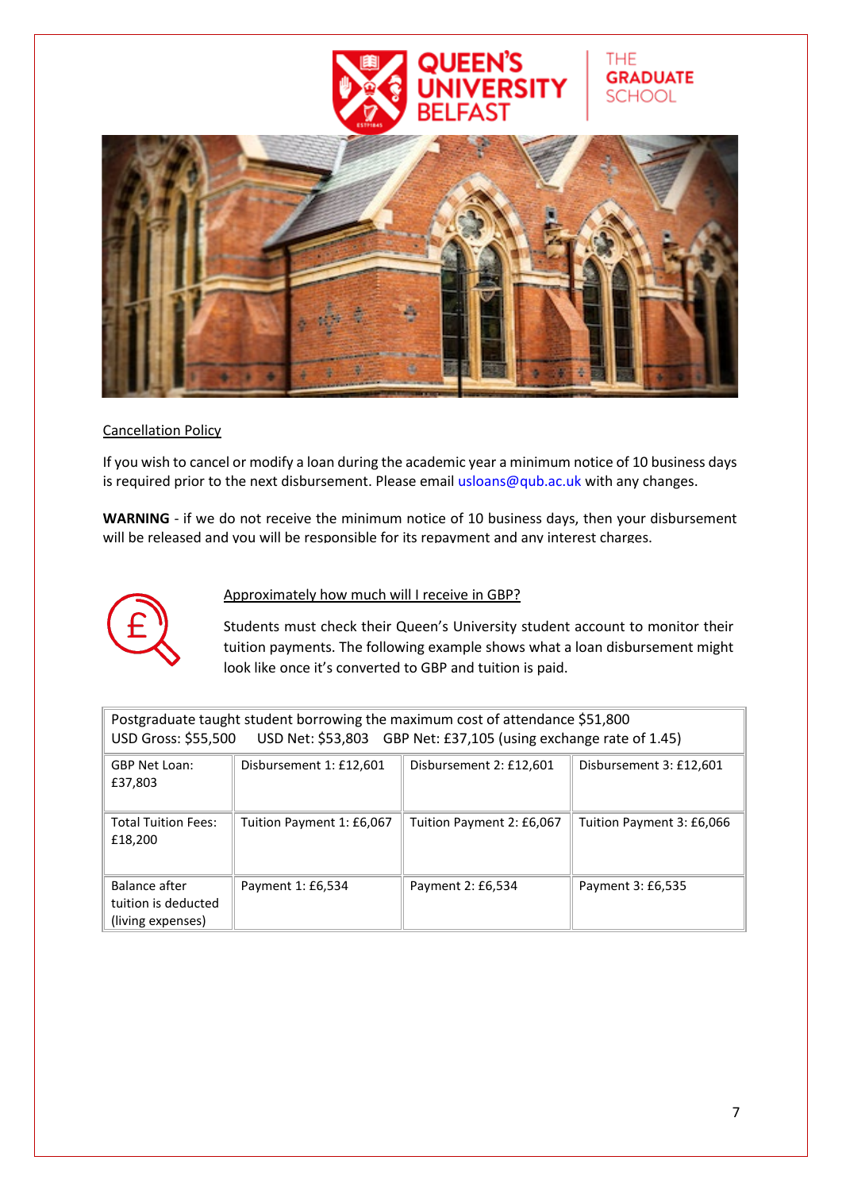Cancellation Policy

If you wish to cancel or modify a loan during the academic year a minimum notice of 10 business days is required prior to the next disbursement. Please email usloans@qub.ac.uk with any changes.

**WARNING** - if we do not receive the minimum notice of 10 business days, then your disbursement will be released and you will be responsible for its repayment and any interest charges.

Approximately how much will I receive in GBP?

Students must check their Queen's University student account to monitor their tuition payments. The following example shows what a loan disbursement might look like once it's converted to GBP and tuition is paid.

| Postgraduate taught student borrowing the maximum cost of attendance $51,800<br>USD Gross: $55,500 USD Net: $53,803 GBP Net: £37,105 (using exchange rate of 1.45) | | | |
|---|---|---|---|
| GBP Net Loan: £37,803 | Disbursement 1: £12,601 | Disbursement 2: £12,601 | Disbursement 3: £12,601 |
| Total Tuition Fees: £18,200 | Tuition Payment 1: £6,067 | Tuition Payment 2: £6,067 | Tuition Payment 3: £6,066 |
| Balance after tuition is deducted (living expenses) | Payment 1: £6,534 | Payment 2: £6,534 | Payment 3: £6,535 |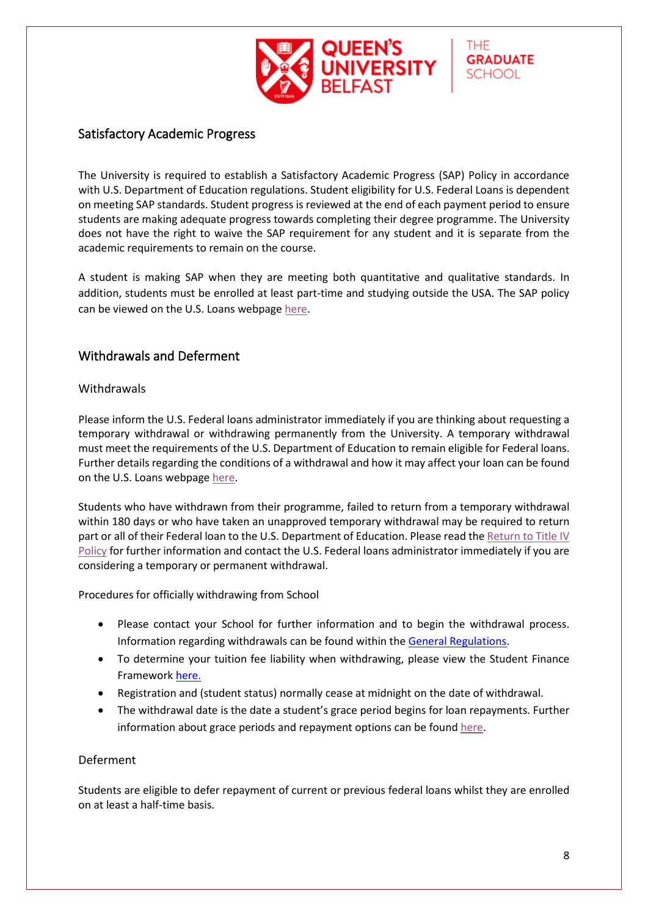## Satisfactory Academic Progress

The University is required to establish a Satisfactory Academic Progress (SAP) Policy in accordance with U.S. Department of Education regulations. Student eligibility for U.S. Federal Loans is dependent on meeting SAP standards. Student progress is reviewed at the end of each payment period to ensure students are making adequate progress towards completing their degree programme. The University does not have the right to waive the SAP requirement for any student and it is separate from the academic requirements to remain on the course.

A student is making SAP when they are meeting both quantitative and qualitative standards. In addition, students must be enrolled at least part-time and studying outside the USA. The SAP policy can be viewed on the U.S. Loans webpage here.

## Withdrawals and Deferment

### Withdrawals

Please inform the U.S. Federal loans administrator immediately if you are thinking about requesting a temporary withdrawal or withdrawing permanently from the University. A temporary withdrawal must meet the requirements of the U.S. Department of Education to remain eligible for Federal loans. Further details regarding the conditions of a withdrawal and how it may affect your loan can be found on the U.S. Loans webpage here.

Students who have withdrawn from their programme, failed to return from a temporary withdrawal within 180 days or who have taken an unapproved temporary withdrawal may be required to return part or all of their Federal loan to the U.S. Department of Education. Please read the Return to Title IV Policy for further information and contact the U.S. Federal loans administrator immediately if you are considering a temporary or permanent withdrawal.

Procedures for officially withdrawing from School

- Please contact your School for further information and to begin the withdrawal process. Information regarding withdrawals can be found within the General Regulations.
- To determine your tuition fee liability when withdrawing, please view the Student Finance Framework here.
- Registration and (student status) normally cease at midnight on the date of withdrawal.
- The withdrawal date is the date a student's grace period begins for loan repayments. Further information about grace periods and repayment options can be found here.

### Deferment

Students are eligible to defer repayment of current or previous federal loans whilst they are enrolled on at least a half-time basis.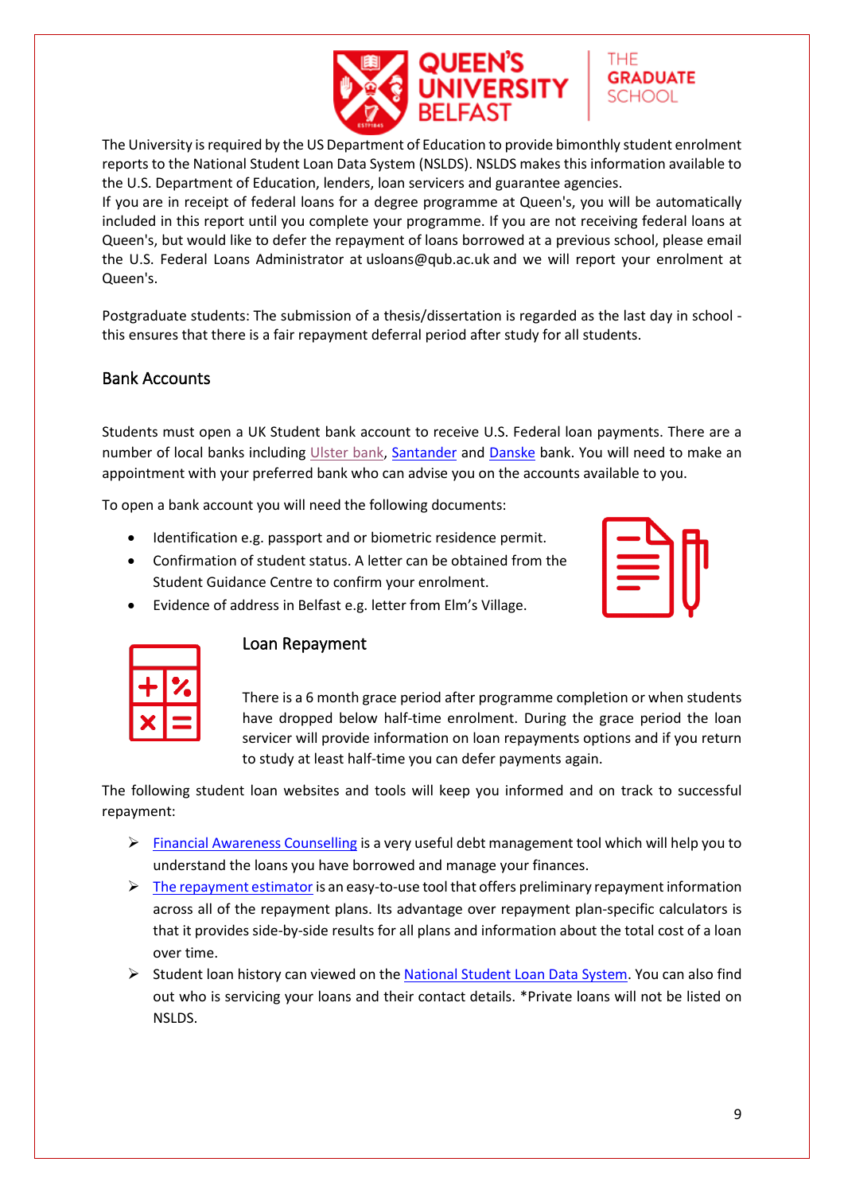The University is required by the US Department of Education to provide bimonthly student enrolment reports to the National Student Loan Data System (NSLDS). NSLDS makes this information available to the U.S. Department of Education, lenders, loan servicers and guarantee agencies.

If you are in receipt of federal loans for a degree programme at Queen's, you will be automatically included in this report until you complete your programme. If you are not receiving federal loans at Queen's, but would like to defer the repayment of loans borrowed at a previous school, please email the U.S. Federal Loans Administrator at usloans@qub.ac.uk and we will report your enrolment at Queen's.

Postgraduate students: The submission of a thesis/dissertation is regarded as the last day in school - this ensures that there is a fair repayment deferral period after study for all students.

## Bank Accounts

Students must open a UK Student bank account to receive U.S. Federal loan payments. There are a number of local banks including Ulster bank, Santander and Danske bank. You will need to make an appointment with your preferred bank who can advise you on the accounts available to you.

To open a bank account you will need the following documents:

- Identification e.g. passport and or biometric residence permit.
- Confirmation of student status. A letter can be obtained from the Student Guidance Centre to confirm your enrolment.
- Evidence of address in Belfast e.g. letter from Elm's Village.

## Loan Repayment

There is a 6 month grace period after programme completion or when students have dropped below half-time enrolment. During the grace period the loan servicer will provide information on loan repayments options and if you return to study at least half-time you can defer payments again.

The following student loan websites and tools will keep you informed and on track to successful repayment:

- Financial Awareness Counselling is a very useful debt management tool which will help you to understand the loans you have borrowed and manage your finances.
- The repayment estimator is an easy-to-use tool that offers preliminary repayment information across all of the repayment plans. Its advantage over repayment plan-specific calculators is that it provides side-by-side results for all plans and information about the total cost of a loan over time.
- Student loan history can viewed on the National Student Loan Data System. You can also find out who is servicing your loans and their contact details. *Private loans will not be listed on NSLDS.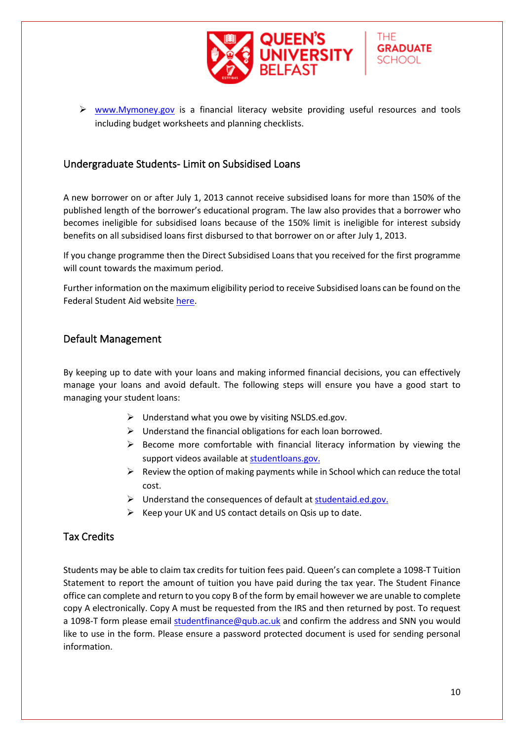- www.Mymoney.gov is a financial literacy website providing useful resources and tools including budget worksheets and planning checklists.

## Undergraduate Students- Limit on Subsidised Loans

A new borrower on or after July 1, 2013 cannot receive subsidised loans for more than 150% of the published length of the borrower's educational program. The law also provides that a borrower who becomes ineligible for subsidised loans because of the 150% limit is ineligible for interest subsidy benefits on all subsidised loans first disbursed to that borrower on or after July 1, 2013.

If you change programme then the Direct Subsidised Loans that you received for the first programme will count towards the maximum period.

Further information on the maximum eligibility period to receive Subsidised loans can be found on the Federal Student Aid website here.

## Default Management

By keeping up to date with your loans and making informed financial decisions, you can effectively manage your loans and avoid default. The following steps will ensure you have a good start to managing your student loans:

- Understand what you owe by visiting NSLDS.ed.gov.
- Understand the financial obligations for each loan borrowed.
- Become more comfortable with financial literacy information by viewing the support videos available at studentloans.gov.
- Review the option of making payments while in School which can reduce the total cost.
- Understand the consequences of default at studentaid.ed.gov.
- Keep your UK and US contact details on Qsis up to date.

## Tax Credits

Students may be able to claim tax credits for tuition fees paid. Queen's can complete a 1098-T Tuition Statement to report the amount of tuition you have paid during the tax year. The Student Finance office can complete and return to you copy B of the form by email however we are unable to complete copy A electronically. Copy A must be requested from the IRS and then returned by post. To request a 1098-T form please email studentfinance@qub.ac.uk and confirm the address and SNN you would like to use in the form. Please ensure a password protected document is used for sending personal information.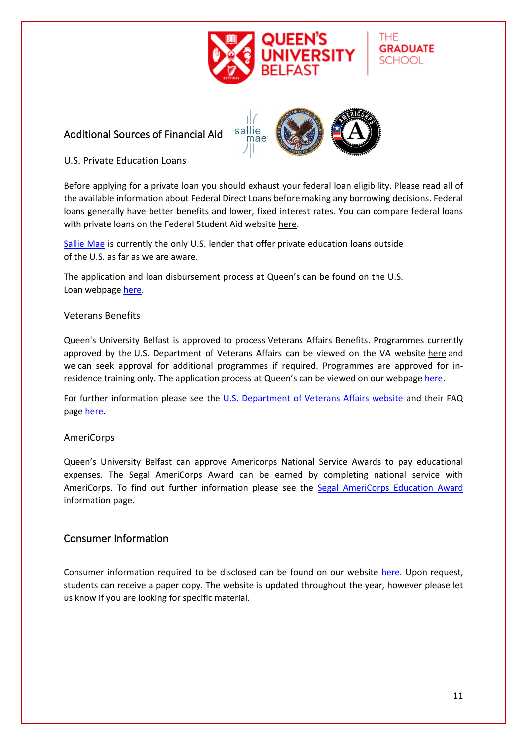## Additional Sources of Financial Aid

### U.S. Private Education Loans

Before applying for a private loan you should exhaust your federal loan eligibility. Please read all of the available information about Federal Direct Loans before making any borrowing decisions. Federal loans generally have better benefits and lower, fixed interest rates. You can compare federal loans with private loans on the Federal Student Aid website here.

Sallie Mae is currently the only U.S. lender that offer private education loans outside of the U.S. as far as we are aware.

The application and loan disbursement process at Queen's can be found on the U.S. Loan webpage here.

### Veterans Benefits

Queen's University Belfast is approved to process Veterans Affairs Benefits. Programmes currently approved by the U.S. Department of Veterans Affairs can be viewed on the VA website here and we can seek approval for additional programmes if required. Programmes are approved for in-residence training only. The application process at Queen's can be viewed on our webpage here.

For further information please see the U.S. Department of Veterans Affairs website and their FAQ page here.

### AmeriCorps

Queen's University Belfast can approve Americorps National Service Awards to pay educational expenses. The Segal AmeriCorps Award can be earned by completing national service with AmeriCorps. To find out further information please see the Segal AmeriCorps Education Award information page.

## Consumer Information

Consumer information required to be disclosed can be found on our website here. Upon request, students can receive a paper copy. The website is updated throughout the year, however please let us know if you are looking for specific material.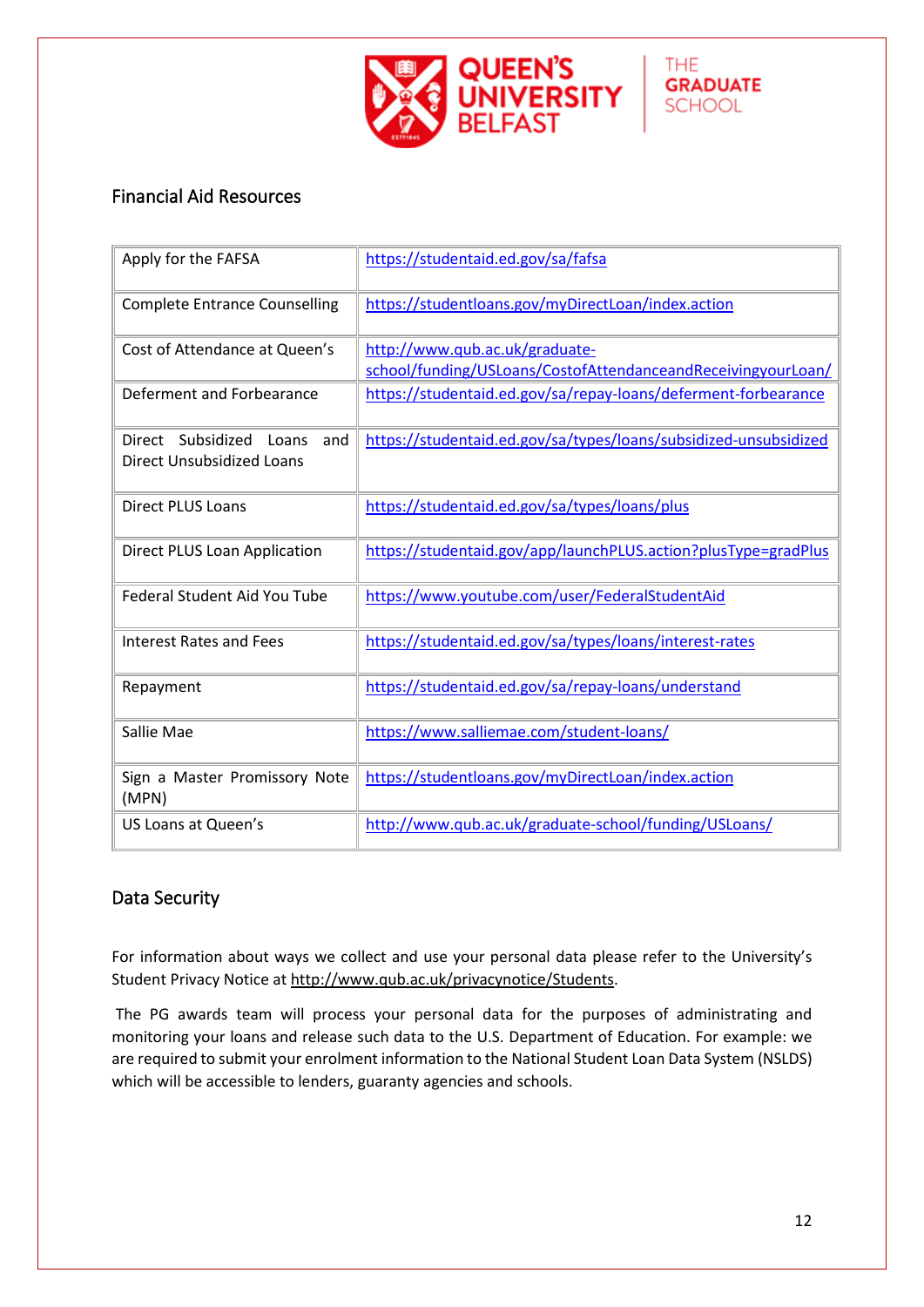## Financial Aid Resources

| | |
|---|---|
| Apply for the FAFSA | https://studentaid.ed.gov/sa/fafsa |
| Complete Entrance Counselling | https://studentloans.gov/myDirectLoan/index.action |
| Cost of Attendance at Queen's | http://www.qub.ac.uk/graduate-school/funding/USLoans/CostofAttendanceandReceivingyourLoan/ |
| Deferment and Forbearance | https://studentaid.ed.gov/sa/repay-loans/deferment-forbearance |
| Direct Subsidized Loans and Direct Unsubsidized Loans | https://studentaid.ed.gov/sa/types/loans/subsidized-unsubsidized |
| Direct PLUS Loans | https://studentaid.ed.gov/sa/types/loans/plus |
| Direct PLUS Loan Application | https://studentaid.gov/app/launchPLUS.action?plusType=gradPlus |
| Federal Student Aid You Tube | https://www.youtube.com/user/FederalStudentAid |
| Interest Rates and Fees | https://studentaid.ed.gov/sa/types/loans/interest-rates |
| Repayment | https://studentaid.ed.gov/sa/repay-loans/understand |
| Sallie Mae | https://www.salliemae.com/student-loans/ |
| Sign a Master Promissory Note (MPN) | https://studentloans.gov/myDirectLoan/index.action |
| US Loans at Queen's | http://www.qub.ac.uk/graduate-school/funding/USLoans/ |

## Data Security

For information about ways we collect and use your personal data please refer to the University's Student Privacy Notice at http://www.qub.ac.uk/privacynotice/Students.

The PG awards team will process your personal data for the purposes of administrating and monitoring your loans and release such data to the U.S. Department of Education. For example: we are required to submit your enrolment information to the National Student Loan Data System (NSLDS) which will be accessible to lenders, guaranty agencies and schools.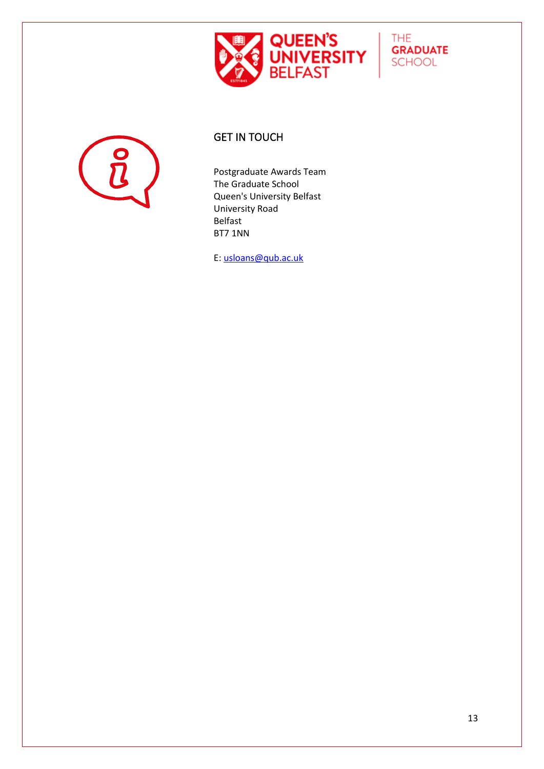## GET IN TOUCH

Postgraduate Awards Team
The Graduate School
Queen's University Belfast
University Road
Belfast
BT7 1NN

E: usloans@qub.ac.uk